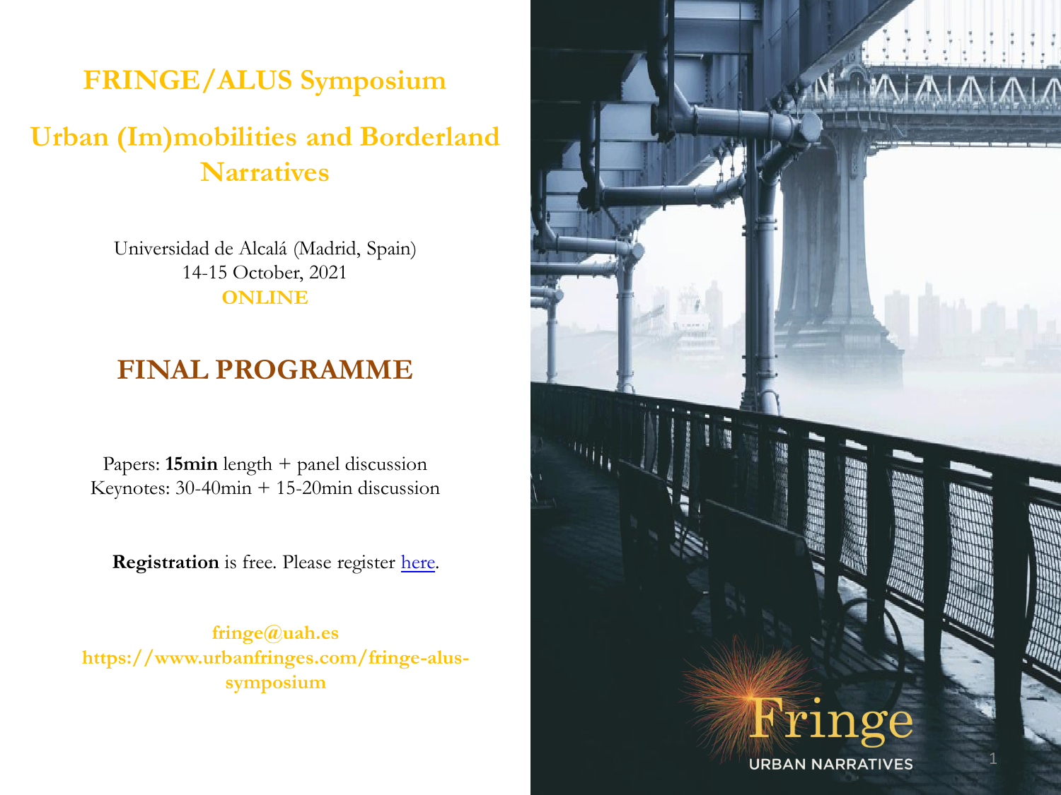# FRINGE/ALUS Symposium

# Urban (Im)mobilities and Borderland Narratives

Universidad de Alcalá (Madrid, Spain)
14-15 October, 2021
**ONLINE**

## FINAL PROGRAMME

Papers: **15min** length + panel discussion
Keynotes: 30-40min + 15-20min discussion

**Registration** is free. Please register [here](here).

**fringe@uah.es**
**https://www.urbanfringes.com/fringe-alus-symposium**

Fringe
URBAN NARRATIVES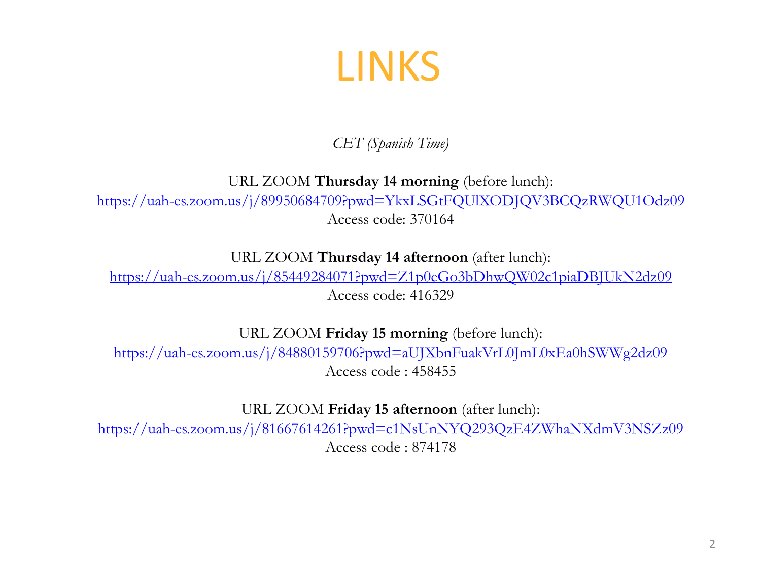# LINKS

*CET (Spanish Time)*

URL ZOOM **Thursday 14 morning** (before lunch):
https://uah-es.zoom.us/j/89950684709?pwd=YkxLSGtFQUlXODJQV3BCQzRWQU1Odz09
Access code: 370164

URL ZOOM **Thursday 14 afternoon** (after lunch):
https://uah-es.zoom.us/j/85449284071?pwd=Z1p0eGo3bDhwQW02c1piaDBJUkN2dz09
Access code: 416329

URL ZOOM **Friday 15 morning** (before lunch):
https://uah-es.zoom.us/j/84880159706?pwd=aUJXbnFuakVrL0JmL0xEa0hSWWg2dz09
Access code : 458455

URL ZOOM **Friday 15 afternoon** (after lunch):
https://uah-es.zoom.us/j/81667614261?pwd=c1NsUnNYQ293QzE4ZWhaNXdmV3NSZz09
Access code : 874178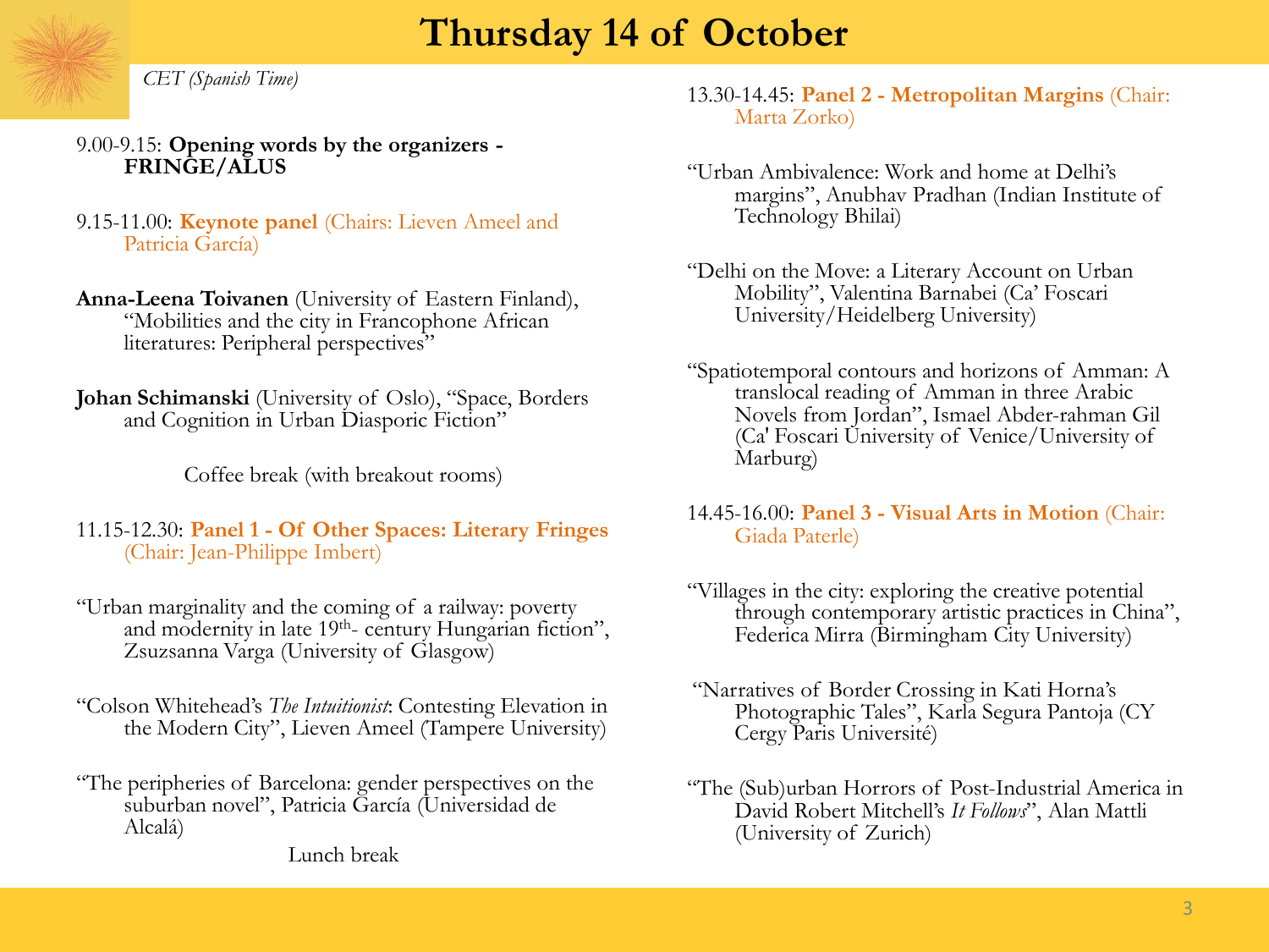# Thursday 14 of October

*CET (Spanish Time)*

9.00-9.15: **Opening words by the organizers - FRINGE/ALUS**

9.15-11.00: **Keynote panel** (Chairs: Lieven Ameel and Patricia García)

**Anna-Leena Toivanen** (University of Eastern Finland), "Mobilities and the city in Francophone African literatures: Peripheral perspectives"

**Johan Schimanski** (University of Oslo), "Space, Borders and Cognition in Urban Diasporic Fiction"

Coffee break (with breakout rooms)

11.15-12.30: **Panel 1 - Of Other Spaces: Literary Fringes** (Chair: Jean-Philippe Imbert)

"Urban marginality and the coming of a railway: poverty and modernity in late 19th- century Hungarian fiction", Zsuzsanna Varga (University of Glasgow)

"Colson Whitehead's *The Intuitionist*: Contesting Elevation in the Modern City", Lieven Ameel (Tampere University)

"The peripheries of Barcelona: gender perspectives on the suburban novel", Patricia García (Universidad de Alcalá)

Lunch break

13.30-14.45: **Panel 2 - Metropolitan Margins** (Chair: Marta Zorko)

"Urban Ambivalence: Work and home at Delhi's margins", Anubhav Pradhan (Indian Institute of Technology Bhilai)

"Delhi on the Move: a Literary Account on Urban Mobility", Valentina Barnabei (Ca' Foscari University/Heidelberg University)

"Spatiotemporal contours and horizons of Amman: A translocal reading of Amman in three Arabic Novels from Jordan", Ismael Abder-rahman Gil (Ca' Foscari University of Venice/University of Marburg)

14.45-16.00: **Panel 3 - Visual Arts in Motion** (Chair: Giada Paterle)

"Villages in the city: exploring the creative potential through contemporary artistic practices in China", Federica Mirra (Birmingham City University)

"Narratives of Border Crossing in Kati Horna's Photographic Tales", Karla Segura Pantoja (CY Cergy Paris Université)

"The (Sub)urban Horrors of Post-Industrial America in David Robert Mitchell's *It Follows*", Alan Mattli (University of Zurich)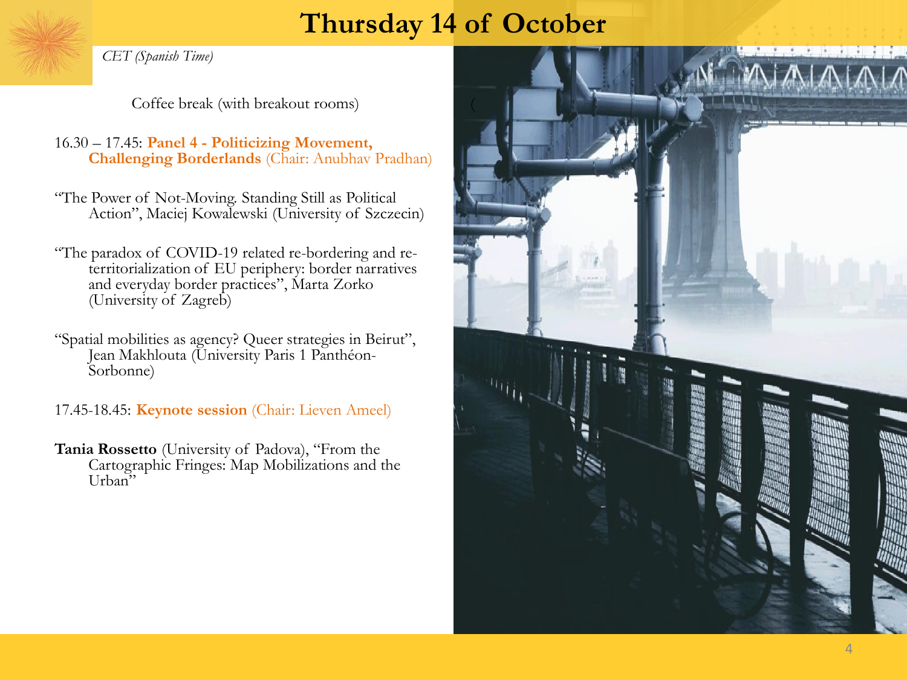# Thursday 14 of October

*CET (Spanish Time)*

Coffee break (with breakout rooms)

16.30 – 17.45: **Panel 4 - Politicizing Movement, Challenging Borderlands** (Chair: Anubhav Pradhan)

"The Power of Not-Moving. Standing Still as Political Action", Maciej Kowalewski (University of Szczecin)

"The paradox of COVID-19 related re-bordering and re-territorialization of EU periphery: border narratives and everyday border practices", Marta Zorko (University of Zagreb)

"Spatial mobilities as agency? Queer strategies in Beirut", Jean Makhlouta (University Paris 1 Panthéon-Sorbonne)

17.45-18.45: **Keynote session** (Chair: Lieven Ameel)

**Tania Rossetto** (University of Padova), "From the Cartographic Fringes: Map Mobilizations and the Urban"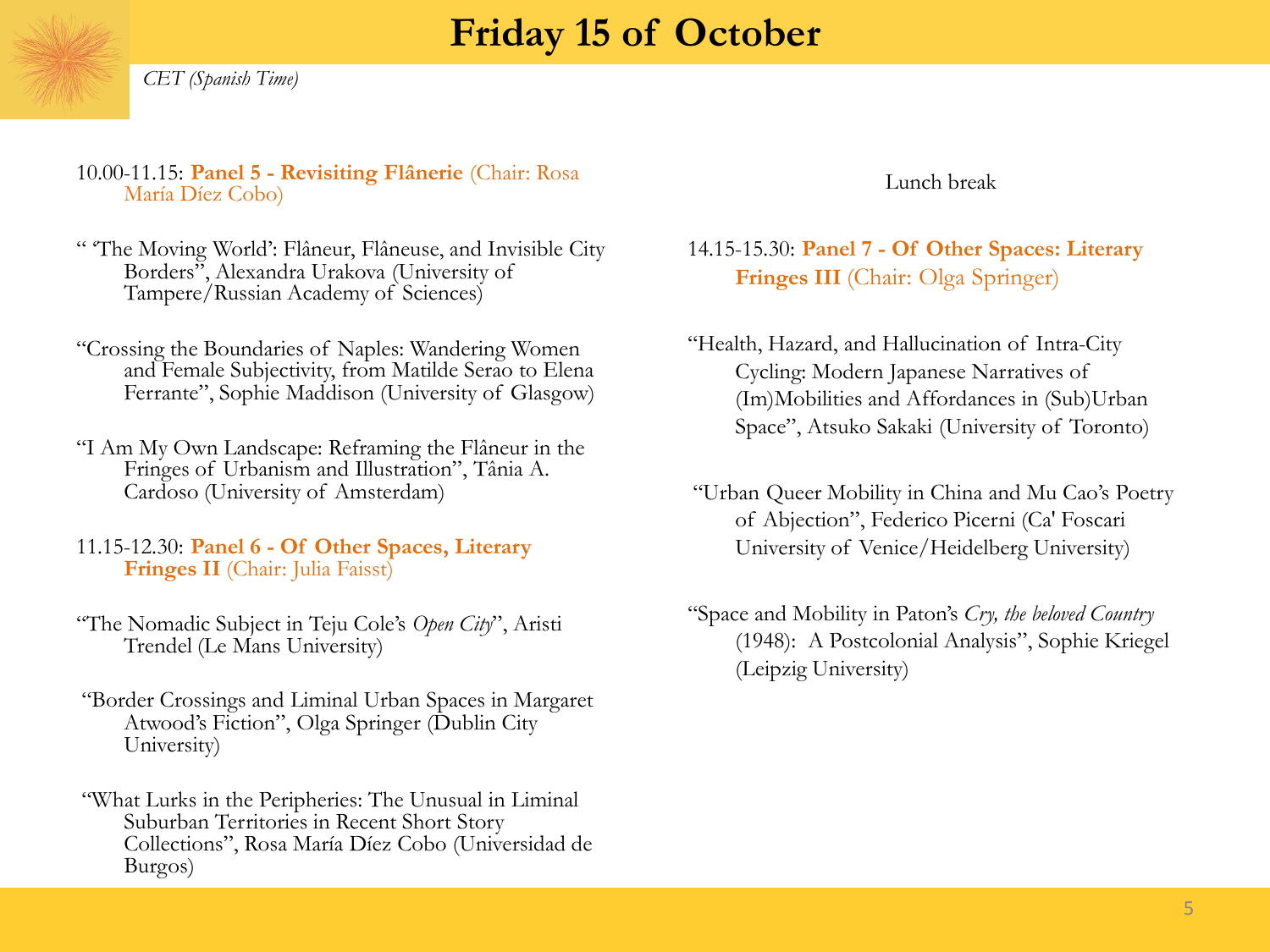# Friday 15 of October

*CET (Spanish Time)*

10.00-11.15: **Panel 5 - Revisiting Flânerie** (Chair: Rosa María Díez Cobo)

"'The Moving World': Flâneur, Flâneuse, and Invisible City Borders", Alexandra Urakova (University of Tampere/Russian Academy of Sciences)

"Crossing the Boundaries of Naples: Wandering Women and Female Subjectivity, from Matilde Serao to Elena Ferrante", Sophie Maddison (University of Glasgow)

"I Am My Own Landscape: Reframing the Flâneur in the Fringes of Urbanism and Illustration", Tânia A. Cardoso (University of Amsterdam)

11.15-12.30: **Panel 6 - Of Other Spaces, Literary Fringes II** (Chair: Julia Faisst)

"The Nomadic Subject in Teju Cole's *Open City*", Aristi Trendel (Le Mans University)

"Border Crossings and Liminal Urban Spaces in Margaret Atwood's Fiction", Olga Springer (Dublin City University)

"What Lurks in the Peripheries: The Unusual in Liminal Suburban Territories in Recent Short Story Collections", Rosa María Díez Cobo (Universidad de Burgos)

Lunch break

14.15-15.30: **Panel 7 - Of Other Spaces: Literary Fringes III** (Chair: Olga Springer)

"Health, Hazard, and Hallucination of Intra-City Cycling: Modern Japanese Narratives of (Im)Mobilities and Affordances in (Sub)Urban Space", Atsuko Sakaki (University of Toronto)

"Urban Queer Mobility in China and Mu Cao's Poetry of Abjection", Federico Picerni (Ca' Foscari University of Venice/Heidelberg University)

"Space and Mobility in Paton's *Cry, the beloved Country* (1948): A Postcolonial Analysis", Sophie Kriegel (Leipzig University)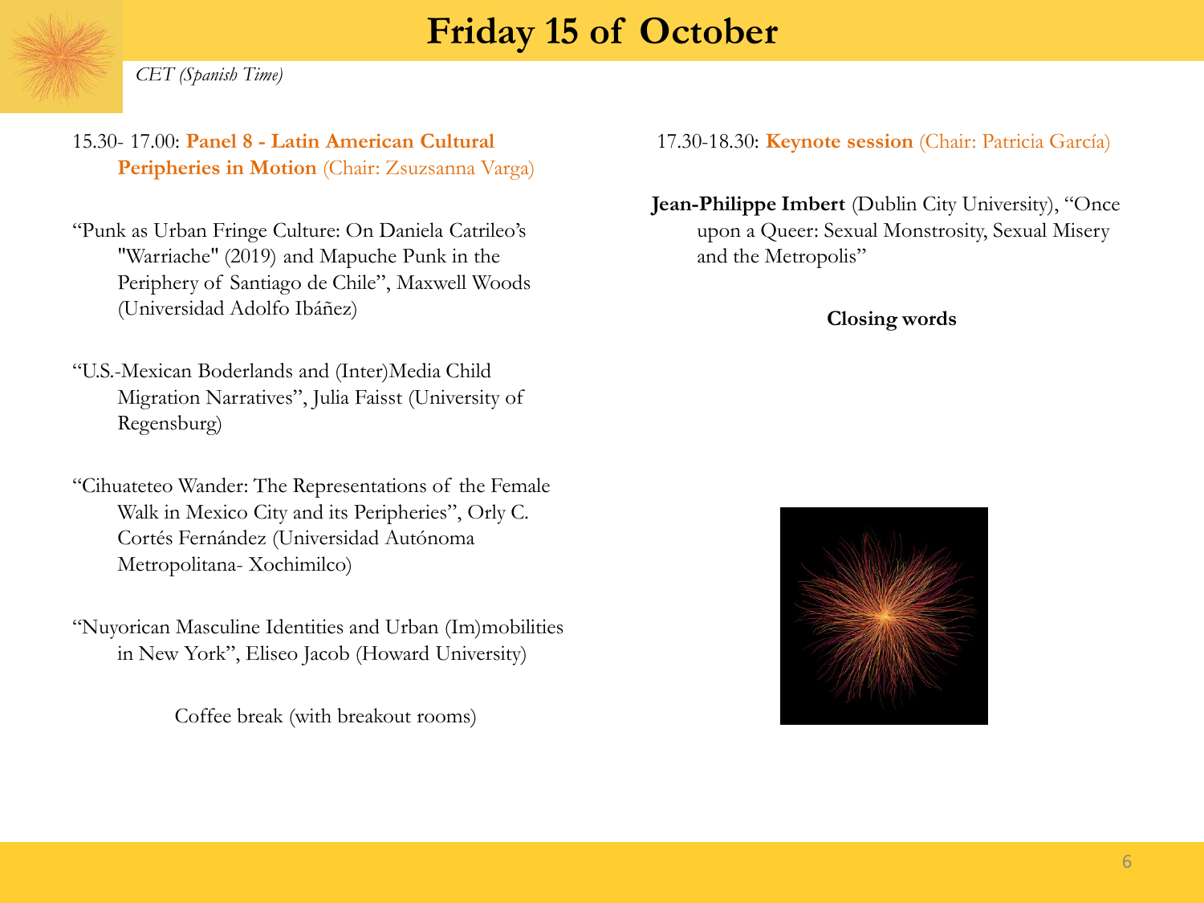# Friday 15 of October

*CET (Spanish Time)*

15.30- 17.00: **Panel 8 - Latin American Cultural Peripheries in Motion** (Chair: Zsuzsanna Varga)

“Punk as Urban Fringe Culture: On Daniela Catrileo’s "Warriache" (2019) and Mapuche Punk in the Periphery of Santiago de Chile”, Maxwell Woods (Universidad Adolfo Ibáñez)

“U.S.-Mexican Boderlands and (Inter)Media Child Migration Narratives”, Julia Faisst (University of Regensburg)

“Cihuateteo Wander: The Representations of the Female Walk in Mexico City and its Peripheries”, Orly C. Cortés Fernández (Universidad Autónoma Metropolitana- Xochimilco)

“Nuyorican Masculine Identities and Urban (Im)mobilities in New York”, Eliseo Jacob (Howard University)

Coffee break (with breakout rooms)

17.30-18.30: **Keynote session** (Chair: Patricia García)

**Jean-Philippe Imbert** (Dublin City University), “Once upon a Queer: Sexual Monstrosity, Sexual Misery and the Metropolis”

**Closing words**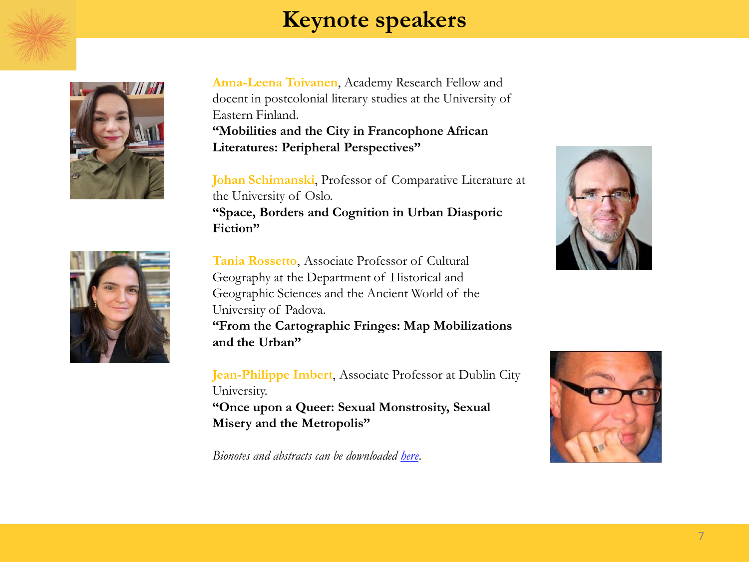# Keynote speakers

**Anna-Leena Toivanen**, Academy Research Fellow and docent in postcolonial literary studies at the University of Eastern Finland.
**"Mobilities and the City in Francophone African Literatures: Peripheral Perspectives"**

**Johan Schimanski**, Professor of Comparative Literature at the University of Oslo.
**"Space, Borders and Cognition in Urban Diasporic Fiction"**

**Tania Rossetto**, Associate Professor of Cultural Geography at the Department of Historical and Geographic Sciences and the Ancient World of the University of Padova.
**"From the Cartographic Fringes: Map Mobilizations and the Urban"**

**Jean-Philippe Imbert**, Associate Professor at Dublin City University.
**"Once upon a Queer: Sexual Monstrosity, Sexual Misery and the Metropolis"**

*Bionotes and abstracts can be downloaded here.*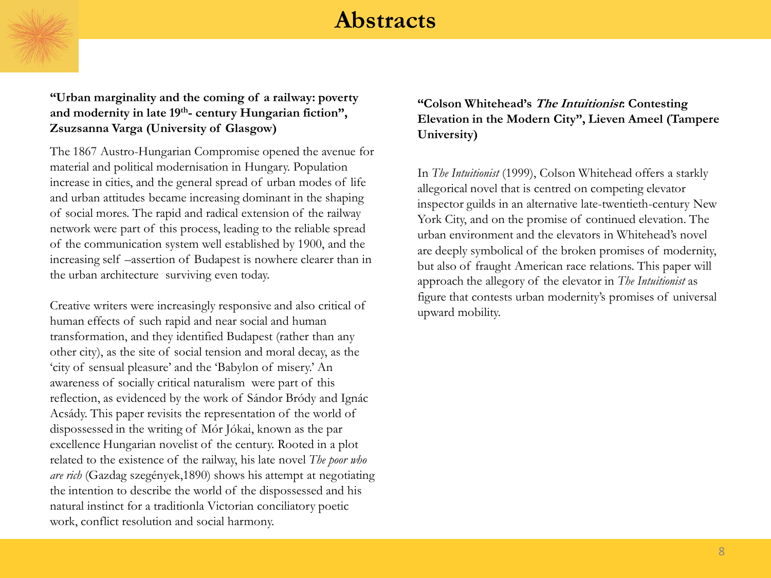# Abstracts

**"Urban marginality and the coming of a railway: poverty and modernity in late 19th- century Hungarian fiction", Zsuzsanna Varga (University of Glasgow)**

The 1867 Austro-Hungarian Compromise opened the avenue for material and political modernisation in Hungary. Population increase in cities, and the general spread of urban modes of life and urban attitudes became increasing dominant in the shaping of social mores. The rapid and radical extension of the railway network were part of this process, leading to the reliable spread of the communication system well established by 1900, and the increasing self –assertion of Budapest is nowhere clearer than in the urban architecture surviving even today.

Creative writers were increasingly responsive and also critical of human effects of such rapid and near social and human transformation, and they identified Budapest (rather than any other city), as the site of social tension and moral decay, as the 'city of sensual pleasure' and the 'Babylon of misery.' An awareness of socially critical naturalism were part of this reflection, as evidenced by the work of Sándor Bródy and Ignác Acsády. This paper revisits the representation of the world of dispossessed in the writing of Mór Jókai, known as the par excellence Hungarian novelist of the century. Rooted in a plot related to the existence of the railway, his late novel *The poor who are rich* (Gazdag szegények,1890) shows his attempt at negotiating the intention to describe the world of the dispossessed and his natural instinct for a traditionla Victorian conciliatory poetic work, conflict resolution and social harmony.

**"Colson Whitehead's *The Intuitionist*: Contesting Elevation in the Modern City", Lieven Ameel (Tampere University)**

In *The Intuitionist* (1999), Colson Whitehead offers a starkly allegorical novel that is centred on competing elevator inspector guilds in an alternative late-twentieth-century New York City, and on the promise of continued elevation. The urban environment and the elevators in Whitehead's novel are deeply symbolical of the broken promises of modernity, but also of fraught American race relations. This paper will approach the allegory of the elevator in *The Intuitionist* as figure that contests urban modernity's promises of universal upward mobility.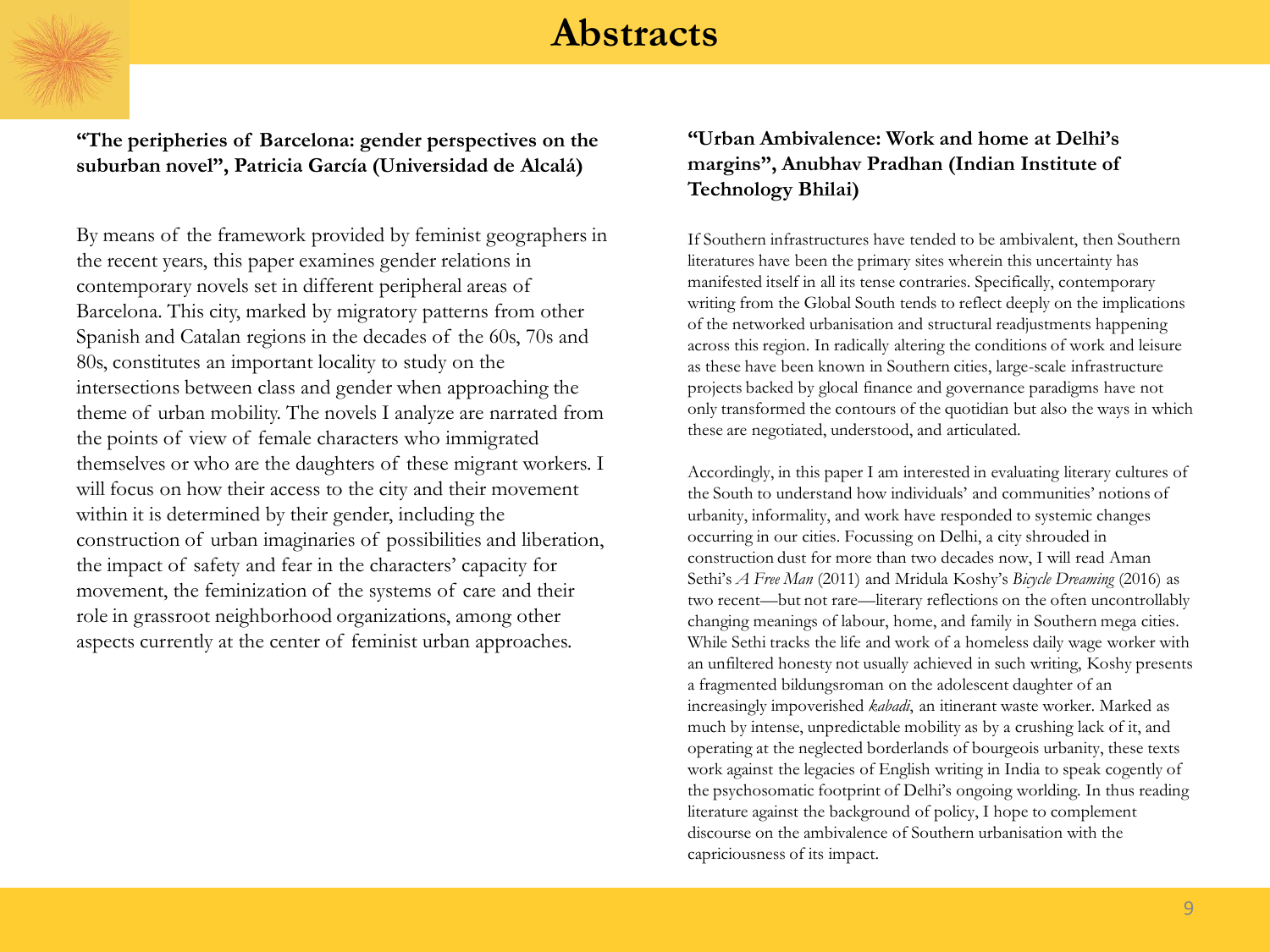# Abstracts

### "The peripheries of Barcelona: gender perspectives on the suburban novel", Patricia García (Universidad de Alcalá)

By means of the framework provided by feminist geographers in the recent years, this paper examines gender relations in contemporary novels set in different peripheral areas of Barcelona. This city, marked by migratory patterns from other Spanish and Catalan regions in the decades of the 60s, 70s and 80s, constitutes an important locality to study on the intersections between class and gender when approaching the theme of urban mobility. The novels I analyze are narrated from the points of view of female characters who immigrated themselves or who are the daughters of these migrant workers. I will focus on how their access to the city and their movement within it is determined by their gender, including the construction of urban imaginaries of possibilities and liberation, the impact of safety and fear in the characters' capacity for movement, the feminization of the systems of care and their role in grassroot neighborhood organizations, among other aspects currently at the center of feminist urban approaches.

### "Urban Ambivalence: Work and home at Delhi's margins", Anubhav Pradhan (Indian Institute of Technology Bhilai)

If Southern infrastructures have tended to be ambivalent, then Southern literatures have been the primary sites wherein this uncertainty has manifested itself in all its tense contraries. Specifically, contemporary writing from the Global South tends to reflect deeply on the implications of the networked urbanisation and structural readjustments happening across this region. In radically altering the conditions of work and leisure as these have been known in Southern cities, large-scale infrastructure projects backed by glocal finance and governance paradigms have not only transformed the contours of the quotidian but also the ways in which these are negotiated, understood, and articulated.

Accordingly, in this paper I am interested in evaluating literary cultures of the South to understand how individuals' and communities' notions of urbanity, informality, and work have responded to systemic changes occurring in our cities. Focussing on Delhi, a city shrouded in construction dust for more than two decades now, I will read Aman Sethi's *A Free Man* (2011) and Mridula Koshy's *Bicycle Dreaming* (2016) as two recent—but not rare—literary reflections on the often uncontrollably changing meanings of labour, home, and family in Southern mega cities. While Sethi tracks the life and work of a homeless daily wage worker with an unfiltered honesty not usually achieved in such writing, Koshy presents a fragmented bildungsroman on the adolescent daughter of an increasingly impoverished *kabadi*, an itinerant waste worker. Marked as much by intense, unpredictable mobility as by a crushing lack of it, and operating at the neglected borderlands of bourgeois urbanity, these texts work against the legacies of English writing in India to speak cogently of the psychosomatic footprint of Delhi's ongoing worlding. In thus reading literature against the background of policy, I hope to complement discourse on the ambivalence of Southern urbanisation with the capriciousness of its impact.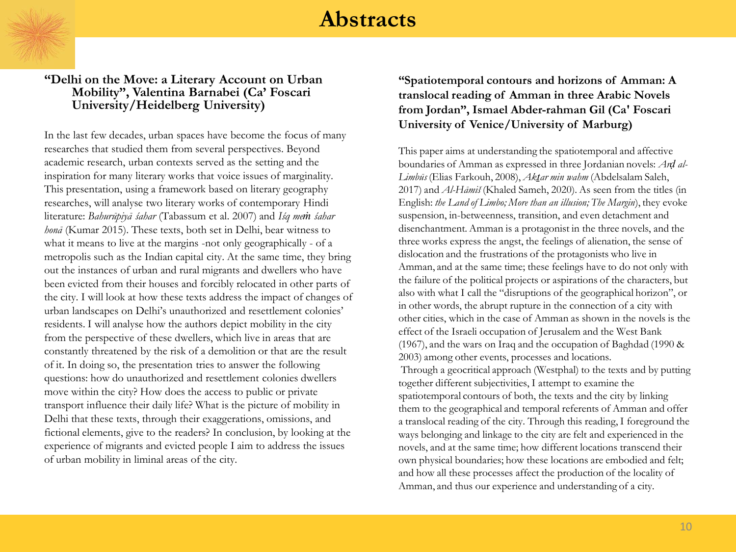# Abstracts

### "Delhi on the Move: a Literary Account on Urban Mobility", Valentina Barnabei (Ca' Foscari University/Heidelberg University)

In the last few decades, urban spaces have become the focus of many researches that studied them from several perspectives. Beyond academic research, urban contexts served as the setting and the inspiration for many literary works that voice issues of marginality. This presentation, using a framework based on literary geography researches, will analyse two literary works of contemporary Hindi literature: *Bahurūpiyā śahar* (Tabassum et al. 2007) and *Iśq meṁ śahar honā* (Kumar 2015). These texts, both set in Delhi, bear witness to what it means to live at the margins -not only geographically - of a metropolis such as the Indian capital city. At the same time, they bring out the instances of urban and rural migrants and dwellers who have been evicted from their houses and forcibly relocated in other parts of the city. I will look at how these texts address the impact of changes of urban landscapes on Delhi's unauthorized and resettlement colonies' residents. I will analyse how the authors depict mobility in the city from the perspective of these dwellers, which live in areas that are constantly threatened by the risk of a demolition or that are the result of it. In doing so, the presentation tries to answer the following questions: how do unauthorized and resettlement colonies dwellers move within the city? How does the access to public or private transport influence their daily life? What is the picture of mobility in Delhi that these texts, through their exaggerations, omissions, and fictional elements, give to the readers? In conclusion, by looking at the experience of migrants and evicted people I aim to address the issues of urban mobility in liminal areas of the city.

### "Spatiotemporal contours and horizons of Amman: A translocal reading of Amman in three Arabic Novels from Jordan", Ismael Abder-rahman Gil (Ca' Foscari University of Venice/University of Marburg)

This paper aims at understanding the spatiotemporal and affective boundaries of Amman as expressed in three Jordanian novels: *Arḍ al-Limbūs* (Elias Farkouh, 2008), *Akṯar min wahm* (Abdelsalam Saleh, 2017) and *Al-Hāmiš* (Khaled Sameh, 2020). As seen from the titles (in English: *the Land of Limbo; More than an illusion; The Margin*), they evoke suspension, in-betweenness, transition, and even detachment and disenchantment. Amman is a protagonist in the three novels, and the three works express the angst, the feelings of alienation, the sense of dislocation and the frustrations of the protagonists who live in Amman, and at the same time; these feelings have to do not only with the failure of the political projects or aspirations of the characters, but also with what I call the "disruptions of the geographical horizon", or in other words, the abrupt rupture in the connection of a city with other cities, which in the case of Amman as shown in the novels is the effect of the Israeli occupation of Jerusalem and the West Bank (1967), and the wars on Iraq and the occupation of Baghdad (1990 & 2003) among other events, processes and locations.

Through a geocritical approach (Westphal) to the texts and by putting together different subjectivities, I attempt to examine the spatiotemporal contours of both, the texts and the city by linking them to the geographical and temporal referents of Amman and offer a translocal reading of the city. Through this reading, I foreground the ways belonging and linkage to the city are felt and experienced in the novels, and at the same time; how different locations transcend their own physical boundaries; how these locations are embodied and felt; and how all these processes affect the production of the locality of Amman, and thus our experience and understanding of a city.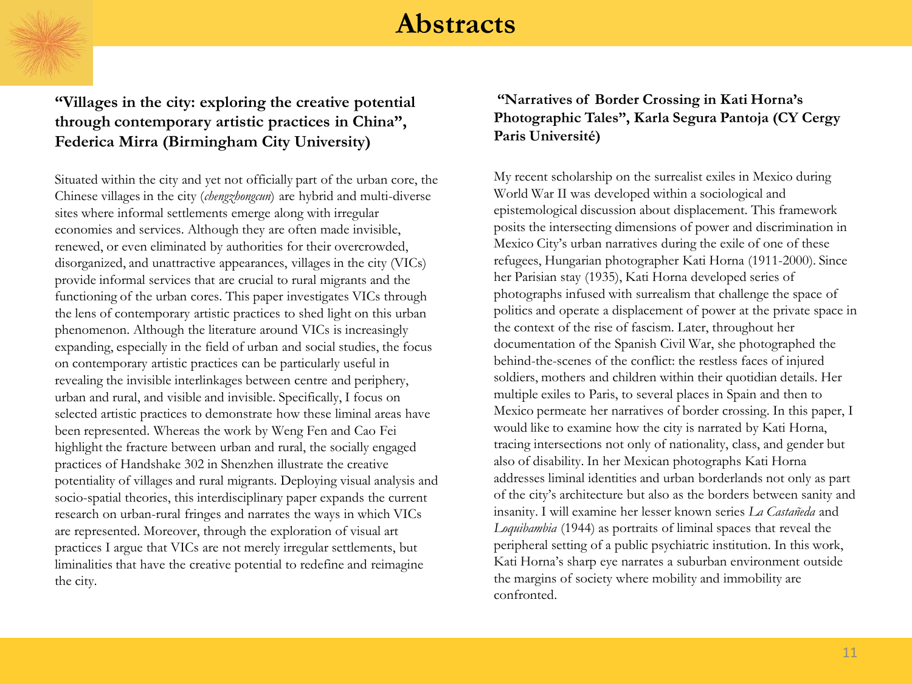# Abstracts

### "Villages in the city: exploring the creative potential through contemporary artistic practices in China", Federica Mirra (Birmingham City University)

Situated within the city and yet not officially part of the urban core, the Chinese villages in the city (*chengzhongcun*) are hybrid and multi-diverse sites where informal settlements emerge along with irregular economies and services. Although they are often made invisible, renewed, or even eliminated by authorities for their overcrowded, disorganized, and unattractive appearances, villages in the city (VICs) provide informal services that are crucial to rural migrants and the functioning of the urban cores. This paper investigates VICs through the lens of contemporary artistic practices to shed light on this urban phenomenon. Although the literature around VICs is increasingly expanding, especially in the field of urban and social studies, the focus on contemporary artistic practices can be particularly useful in revealing the invisible interlinkages between centre and periphery, urban and rural, and visible and invisible. Specifically, I focus on selected artistic practices to demonstrate how these liminal areas have been represented. Whereas the work by Weng Fen and Cao Fei highlight the fracture between urban and rural, the socially engaged practices of Handshake 302 in Shenzhen illustrate the creative potentiality of villages and rural migrants. Deploying visual analysis and socio-spatial theories, this interdisciplinary paper expands the current research on urban-rural fringes and narrates the ways in which VICs are represented. Moreover, through the exploration of visual art practices I argue that VICs are not merely irregular settlements, but liminalities that have the creative potential to redefine and reimagine the city.

### "Narratives of Border Crossing in Kati Horna's Photographic Tales", Karla Segura Pantoja (CY Cergy Paris Université)

My recent scholarship on the surrealist exiles in Mexico during World War II was developed within a sociological and epistemological discussion about displacement. This framework posits the intersecting dimensions of power and discrimination in Mexico City's urban narratives during the exile of one of these refugees, Hungarian photographer Kati Horna (1911-2000). Since her Parisian stay (1935), Kati Horna developed series of photographs infused with surrealism that challenge the space of politics and operate a displacement of power at the private space in the context of the rise of fascism. Later, throughout her documentation of the Spanish Civil War, she photographed the behind-the-scenes of the conflict: the restless faces of injured soldiers, mothers and children within their quotidian details. Her multiple exiles to Paris, to several places in Spain and then to Mexico permeate her narratives of border crossing. In this paper, I would like to examine how the city is narrated by Kati Horna, tracing intersections not only of nationality, class, and gender but also of disability. In her Mexican photographs Kati Horna addresses liminal identities and urban borderlands not only as part of the city's architecture but also as the borders between sanity and insanity. I will examine her lesser known series *La Castañeda* and *Loquibambia* (1944) as portraits of liminal spaces that reveal the peripheral setting of a public psychiatric institution. In this work, Kati Horna's sharp eye narrates a suburban environment outside the margins of society where mobility and immobility are confronted.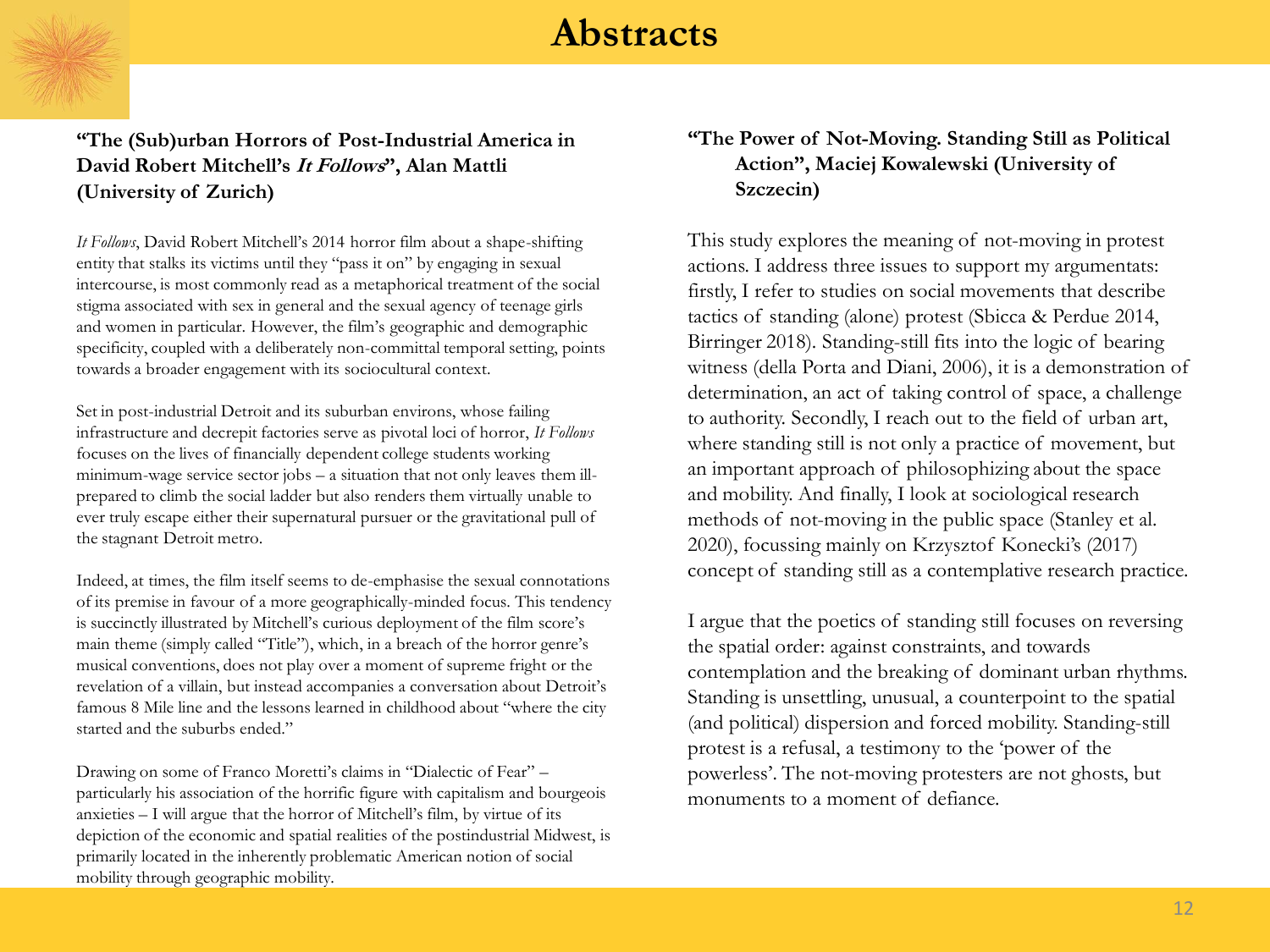# Abstracts

### "The (Sub)urban Horrors of Post-Industrial America in David Robert Mitchell's *It Follows*", Alan Mattli (University of Zurich)

*It Follows*, David Robert Mitchell's 2014 horror film about a shape-shifting entity that stalks its victims until they "pass it on" by engaging in sexual intercourse, is most commonly read as a metaphorical treatment of the social stigma associated with sex in general and the sexual agency of teenage girls and women in particular. However, the film's geographic and demographic specificity, coupled with a deliberately non-committal temporal setting, points towards a broader engagement with its sociocultural context.

Set in post-industrial Detroit and its suburban environs, whose failing infrastructure and decrepit factories serve as pivotal loci of horror, *It Follows* focuses on the lives of financially dependent college students working minimum-wage service sector jobs – a situation that not only leaves them ill-prepared to climb the social ladder but also renders them virtually unable to ever truly escape either their supernatural pursuer or the gravitational pull of the stagnant Detroit metro.

Indeed, at times, the film itself seems to de-emphasise the sexual connotations of its premise in favour of a more geographically-minded focus. This tendency is succinctly illustrated by Mitchell's curious deployment of the film score's main theme (simply called "Title"), which, in a breach of the horror genre's musical conventions, does not play over a moment of supreme fright or the revelation of a villain, but instead accompanies a conversation about Detroit's famous 8 Mile line and the lessons learned in childhood about "where the city started and the suburbs ended."

Drawing on some of Franco Moretti's claims in "Dialectic of Fear" – particularly his association of the horrific figure with capitalism and bourgeois anxieties – I will argue that the horror of Mitchell's film, by virtue of its depiction of the economic and spatial realities of the postindustrial Midwest, is primarily located in the inherently problematic American notion of social mobility through geographic mobility.

### "The Power of Not-Moving. Standing Still as Political Action", Maciej Kowalewski (University of Szczecin)

This study explores the meaning of not-moving in protest actions. I address three issues to support my argumentats: firstly, I refer to studies on social movements that describe tactics of standing (alone) protest (Sbicca & Perdue 2014, Birringer 2018). Standing-still fits into the logic of bearing witness (della Porta and Diani, 2006), it is a demonstration of determination, an act of taking control of space, a challenge to authority. Secondly, I reach out to the field of urban art, where standing still is not only a practice of movement, but an important approach of philosophizing about the space and mobility. And finally, I look at sociological research methods of not-moving in the public space (Stanley et al. 2020), focussing mainly on Krzysztof Konecki's (2017) concept of standing still as a contemplative research practice.

I argue that the poetics of standing still focuses on reversing the spatial order: against constraints, and towards contemplation and the breaking of dominant urban rhythms. Standing is unsettling, unusual, a counterpoint to the spatial (and political) dispersion and forced mobility. Standing-still protest is a refusal, a testimony to the 'power of the powerless'. The not-moving protesters are not ghosts, but monuments to a moment of defiance.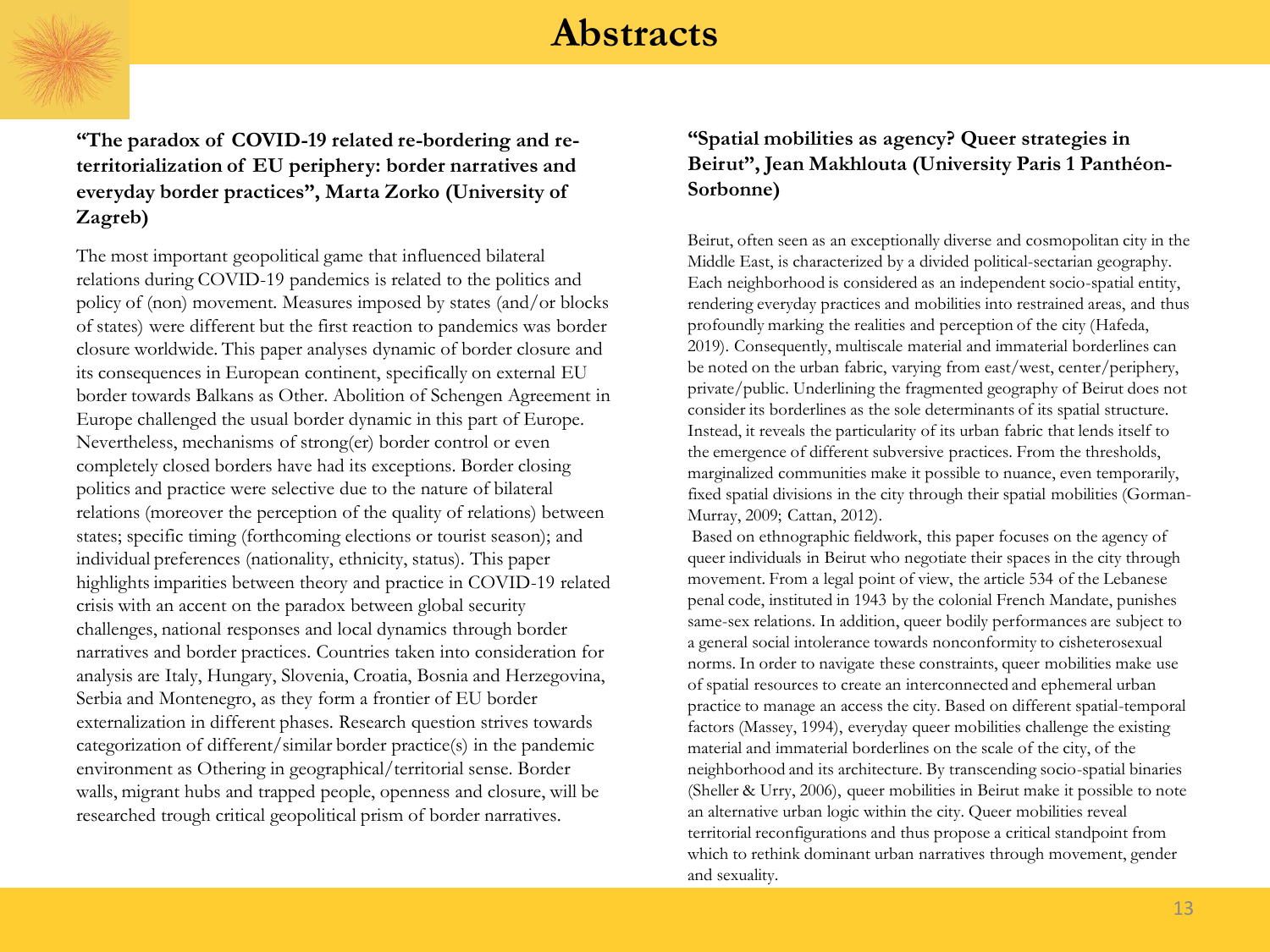# Abstracts

### "The paradox of COVID-19 related re-bordering and re-territorialization of EU periphery: border narratives and everyday border practices", Marta Zorko (University of Zagreb)

The most important geopolitical game that influenced bilateral relations during COVID-19 pandemics is related to the politics and policy of (non) movement. Measures imposed by states (and/or blocks of states) were different but the first reaction to pandemics was border closure worldwide. This paper analyses dynamic of border closure and its consequences in European continent, specifically on external EU border towards Balkans as Other. Abolition of Schengen Agreement in Europe challenged the usual border dynamic in this part of Europe. Nevertheless, mechanisms of strong(er) border control or even completely closed borders have had its exceptions. Border closing politics and practice were selective due to the nature of bilateral relations (moreover the perception of the quality of relations) between states; specific timing (forthcoming elections or tourist season); and individual preferences (nationality, ethnicity, status). This paper highlights imparities between theory and practice in COVID-19 related crisis with an accent on the paradox between global security challenges, national responses and local dynamics through border narratives and border practices. Countries taken into consideration for analysis are Italy, Hungary, Slovenia, Croatia, Bosnia and Herzegovina, Serbia and Montenegro, as they form a frontier of EU border externalization in different phases. Research question strives towards categorization of different/similar border practice(s) in the pandemic environment as Othering in geographical/territorial sense. Border walls, migrant hubs and trapped people, openness and closure, will be researched trough critical geopolitical prism of border narratives.

### "Spatial mobilities as agency? Queer strategies in Beirut", Jean Makhlouta (University Paris 1 Panthéon-Sorbonne)

Beirut, often seen as an exceptionally diverse and cosmopolitan city in the Middle East, is characterized by a divided political-sectarian geography. Each neighborhood is considered as an independent socio-spatial entity, rendering everyday practices and mobilities into restrained areas, and thus profoundly marking the realities and perception of the city (Hafeda, 2019). Consequently, multiscale material and immaterial borderlines can be noted on the urban fabric, varying from east/west, center/periphery, private/public. Underlining the fragmented geography of Beirut does not consider its borderlines as the sole determinants of its spatial structure. Instead, it reveals the particularity of its urban fabric that lends itself to the emergence of different subversive practices. From the thresholds, marginalized communities make it possible to nuance, even temporarily, fixed spatial divisions in the city through their spatial mobilities (Gorman-Murray, 2009; Cattan, 2012).

Based on ethnographic fieldwork, this paper focuses on the agency of queer individuals in Beirut who negotiate their spaces in the city through movement. From a legal point of view, the article 534 of the Lebanese penal code, instituted in 1943 by the colonial French Mandate, punishes same-sex relations. In addition, queer bodily performances are subject to a general social intolerance towards nonconformity to cisheterosexual norms. In order to navigate these constraints, queer mobilities make use of spatial resources to create an interconnected and ephemeral urban practice to manage an access the city. Based on different spatial-temporal factors (Massey, 1994), everyday queer mobilities challenge the existing material and immaterial borderlines on the scale of the city, of the neighborhood and its architecture. By transcending socio-spatial binaries (Sheller & Urry, 2006), queer mobilities in Beirut make it possible to note an alternative urban logic within the city. Queer mobilities reveal territorial reconfigurations and thus propose a critical standpoint from which to rethink dominant urban narratives through movement, gender and sexuality.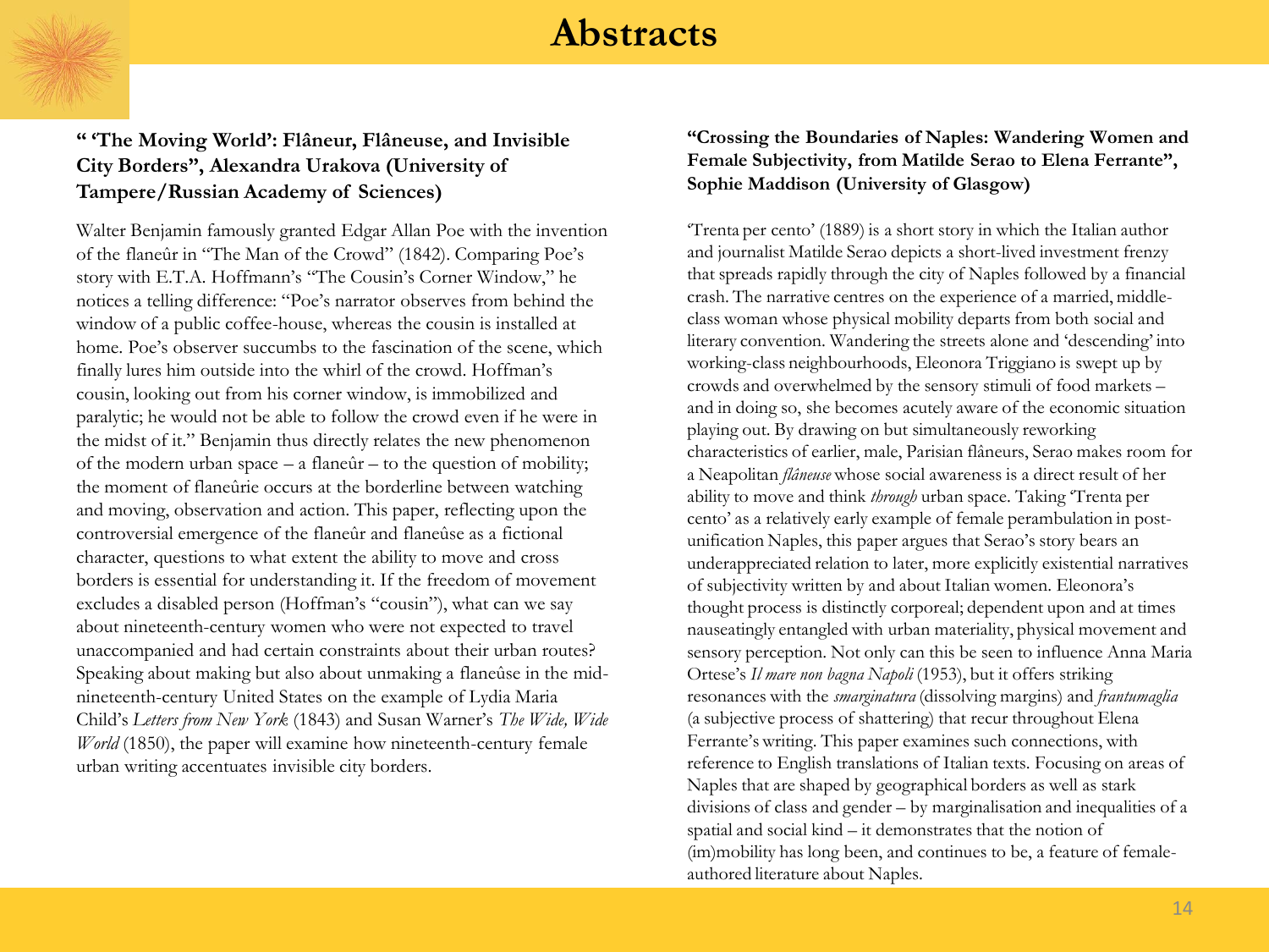# Abstracts

**" 'The Moving World': Flâneur, Flâneuse, and Invisible City Borders", Alexandra Urakova (University of Tampere/Russian Academy of Sciences)**

Walter Benjamin famously granted Edgar Allan Poe with the invention of the flaneûr in "The Man of the Crowd" (1842). Comparing Poe's story with E.T.A. Hoffmann's "The Cousin's Corner Window," he notices a telling difference: "Poe's narrator observes from behind the window of a public coffee-house, whereas the cousin is installed at home. Poe's observer succumbs to the fascination of the scene, which finally lures him outside into the whirl of the crowd. Hoffman's cousin, looking out from his corner window, is immobilized and paralytic; he would not be able to follow the crowd even if he were in the midst of it." Benjamin thus directly relates the new phenomenon of the modern urban space – a flaneûr – to the question of mobility; the moment of flaneûrie occurs at the borderline between watching and moving, observation and action. This paper, reflecting upon the controversial emergence of the flaneûr and flaneûse as a fictional character, questions to what extent the ability to move and cross borders is essential for understanding it. If the freedom of movement excludes a disabled person (Hoffman's "cousin"), what can we say about nineteenth-century women who were not expected to travel unaccompanied and had certain constraints about their urban routes? Speaking about making but also about unmaking a flaneûse in the mid-nineteenth-century United States on the example of Lydia Maria Child's *Letters from New York* (1843) and Susan Warner's *The Wide, Wide World* (1850), the paper will examine how nineteenth-century female urban writing accentuates invisible city borders.

**"Crossing the Boundaries of Naples: Wandering Women and Female Subjectivity, from Matilde Serao to Elena Ferrante", Sophie Maddison (University of Glasgow)**

'Trenta per cento' (1889) is a short story in which the Italian author and journalist Matilde Serao depicts a short-lived investment frenzy that spreads rapidly through the city of Naples followed by a financial crash. The narrative centres on the experience of a married, middle-class woman whose physical mobility departs from both social and literary convention. Wandering the streets alone and 'descending' into working-class neighbourhoods, Eleonora Triggiano is swept up by crowds and overwhelmed by the sensory stimuli of food markets – and in doing so, she becomes acutely aware of the economic situation playing out. By drawing on but simultaneously reworking characteristics of earlier, male, Parisian flâneurs, Serao makes room for a Neapolitan *flâneuse* whose social awareness is a direct result of her ability to move and think *through* urban space. Taking 'Trenta per cento' as a relatively early example of female perambulation in post-unification Naples, this paper argues that Serao's story bears an underappreciated relation to later, more explicitly existential narratives of subjectivity written by and about Italian women. Eleonora's thought process is distinctly corporeal; dependent upon and at times nauseatingly entangled with urban materiality, physical movement and sensory perception. Not only can this be seen to influence Anna Maria Ortese's *Il mare non bagna Napoli* (1953), but it offers striking resonances with the *smarginatura* (dissolving margins) and *frantumaglia* (a subjective process of shattering) that recur throughout Elena Ferrante's writing. This paper examines such connections, with reference to English translations of Italian texts. Focusing on areas of Naples that are shaped by geographical borders as well as stark divisions of class and gender – by marginalisation and inequalities of a spatial and social kind – it demonstrates that the notion of (im)mobility has long been, and continues to be, a feature of female-authored literature about Naples.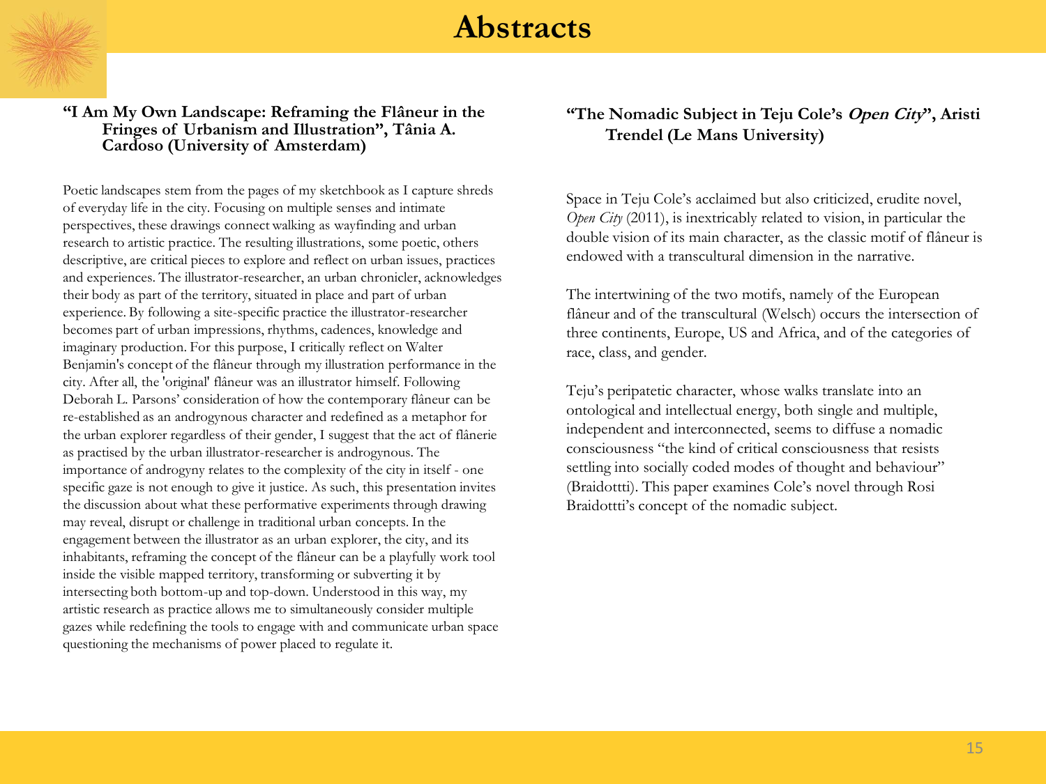# Abstracts

### "I Am My Own Landscape: Reframing the Flâneur in the Fringes of Urbanism and Illustration", Tânia A. Cardoso (University of Amsterdam)

Poetic landscapes stem from the pages of my sketchbook as I capture shreds of everyday life in the city. Focusing on multiple senses and intimate perspectives, these drawings connect walking as wayfinding and urban research to artistic practice. The resulting illustrations, some poetic, others descriptive, are critical pieces to explore and reflect on urban issues, practices and experiences. The illustrator-researcher, an urban chronicler, acknowledges their body as part of the territory, situated in place and part of urban experience. By following a site-specific practice the illustrator-researcher becomes part of urban impressions, rhythms, cadences, knowledge and imaginary production. For this purpose, I critically reflect on Walter Benjamin's concept of the flâneur through my illustration performance in the city. After all, the 'original' flâneur was an illustrator himself. Following Deborah L. Parsons' consideration of how the contemporary flâneur can be re-established as an androgynous character and redefined as a metaphor for the urban explorer regardless of their gender, I suggest that the act of flânerie as practised by the urban illustrator-researcher is androgynous. The importance of androgyny relates to the complexity of the city in itself - one specific gaze is not enough to give it justice. As such, this presentation invites the discussion about what these performative experiments through drawing may reveal, disrupt or challenge in traditional urban concepts. In the engagement between the illustrator as an urban explorer, the city, and its inhabitants, reframing the concept of the flâneur can be a playfully work tool inside the visible mapped territory, transforming or subverting it by intersecting both bottom-up and top-down. Understood in this way, my artistic research as practice allows me to simultaneously consider multiple gazes while redefining the tools to engage with and communicate urban space questioning the mechanisms of power placed to regulate it.

### "The Nomadic Subject in Teju Cole's ***Open City***", Aristi Trendel (Le Mans University)

Space in Teju Cole's acclaimed but also criticized, erudite novel, *Open City* (2011), is inextricably related to vision, in particular the double vision of its main character, as the classic motif of flâneur is endowed with a transcultural dimension in the narrative.

The intertwining of the two motifs, namely of the European flâneur and of the transcultural (Welsch) occurs the intersection of three continents, Europe, US and Africa, and of the categories of race, class, and gender.

Teju's peripatetic character, whose walks translate into an ontological and intellectual energy, both single and multiple, independent and interconnected, seems to diffuse a nomadic consciousness "the kind of critical consciousness that resists settling into socially coded modes of thought and behaviour" (Braidottti). This paper examines Cole's novel through Rosi Braidottti's concept of the nomadic subject.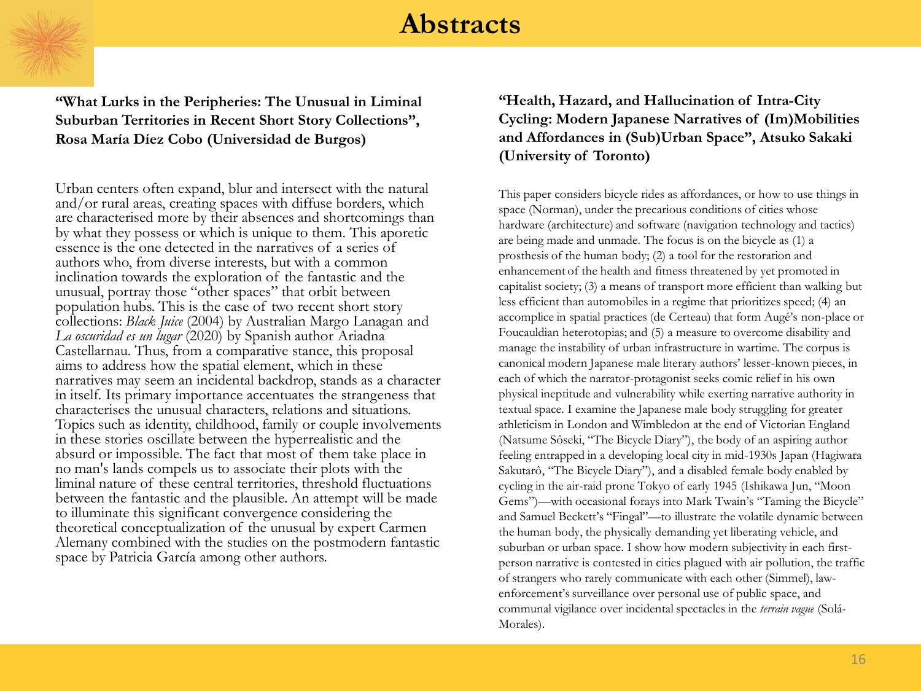# Abstracts

### "What Lurks in the Peripheries: The Unusual in Liminal Suburban Territories in Recent Short Story Collections", Rosa María Díez Cobo (Universidad de Burgos)

Urban centers often expand, blur and intersect with the natural and/or rural areas, creating spaces with diffuse borders, which are characterised more by their absences and shortcomings than by what they possess or which is unique to them. This aporetic essence is the one detected in the narratives of a series of authors who, from diverse interests, but with a common inclination towards the exploration of the fantastic and the unusual, portray those "other spaces" that orbit between population hubs. This is the case of two recent short story collections: *Black Juice* (2004) by Australian Margo Lanagan and *La oscuridad es un lugar* (2020) by Spanish author Ariadna Castellarnau. Thus, from a comparative stance, this proposal aims to address how the spatial element, which in these narratives may seem an incidental backdrop, stands as a character in itself. Its primary importance accentuates the strangeness that characterises the unusual characters, relations and situations. Topics such as identity, childhood, family or couple involvements in these stories oscillate between the hyperrealistic and the absurd or impossible. The fact that most of them take place in no man's lands compels us to associate their plots with the liminal nature of these central territories, threshold fluctuations between the fantastic and the plausible. An attempt will be made to illuminate this significant convergence considering the theoretical conceptualization of the unusual by expert Carmen Alemany combined with the studies on the postmodern fantastic space by Patricia García among other authors.

### "Health, Hazard, and Hallucination of Intra-City Cycling: Modern Japanese Narratives of (Im)Mobilities and Affordances in (Sub)Urban Space", Atsuko Sakaki (University of Toronto)

This paper considers bicycle rides as affordances, or how to use things in space (Norman), under the precarious conditions of cities whose hardware (architecture) and software (navigation technology and tactics) are being made and unmade. The focus is on the bicycle as (1) a prosthesis of the human body; (2) a tool for the restoration and enhancement of the health and fitness threatened by yet promoted in capitalist society; (3) a means of transport more efficient than walking but less efficient than automobiles in a regime that prioritizes speed; (4) an accomplice in spatial practices (de Certeau) that form Augé's non-place or Foucauldian heterotopias; and (5) a measure to overcome disability and manage the instability of urban infrastructure in wartime. The corpus is canonical modern Japanese male literary authors' lesser-known pieces, in each of which the narrator-protagonist seeks comic relief in his own physical ineptitude and vulnerability while exerting narrative authority in textual space. I examine the Japanese male body struggling for greater athleticism in London and Wimbledon at the end of Victorian England (Natsume Sôseki, "The Bicycle Diary"), the body of an aspiring author feeling entrapped in a developing local city in mid-1930s Japan (Hagiwara Sakutarô, "The Bicycle Diary"), and a disabled female body enabled by cycling in the air-raid prone Tokyo of early 1945 (Ishikawa Jun, "Moon Gems")—with occasional forays into Mark Twain's "Taming the Bicycle" and Samuel Beckett's "Fingal"—to illustrate the volatile dynamic between the human body, the physically demanding yet liberating vehicle, and suburban or urban space. I show how modern subjectivity in each first-person narrative is contested in cities plagued with air pollution, the traffic of strangers who rarely communicate with each other (Simmel), law-enforcement's surveillance over personal use of public space, and communal vigilance over incidental spectacles in the *terrain vague* (Solá-Morales).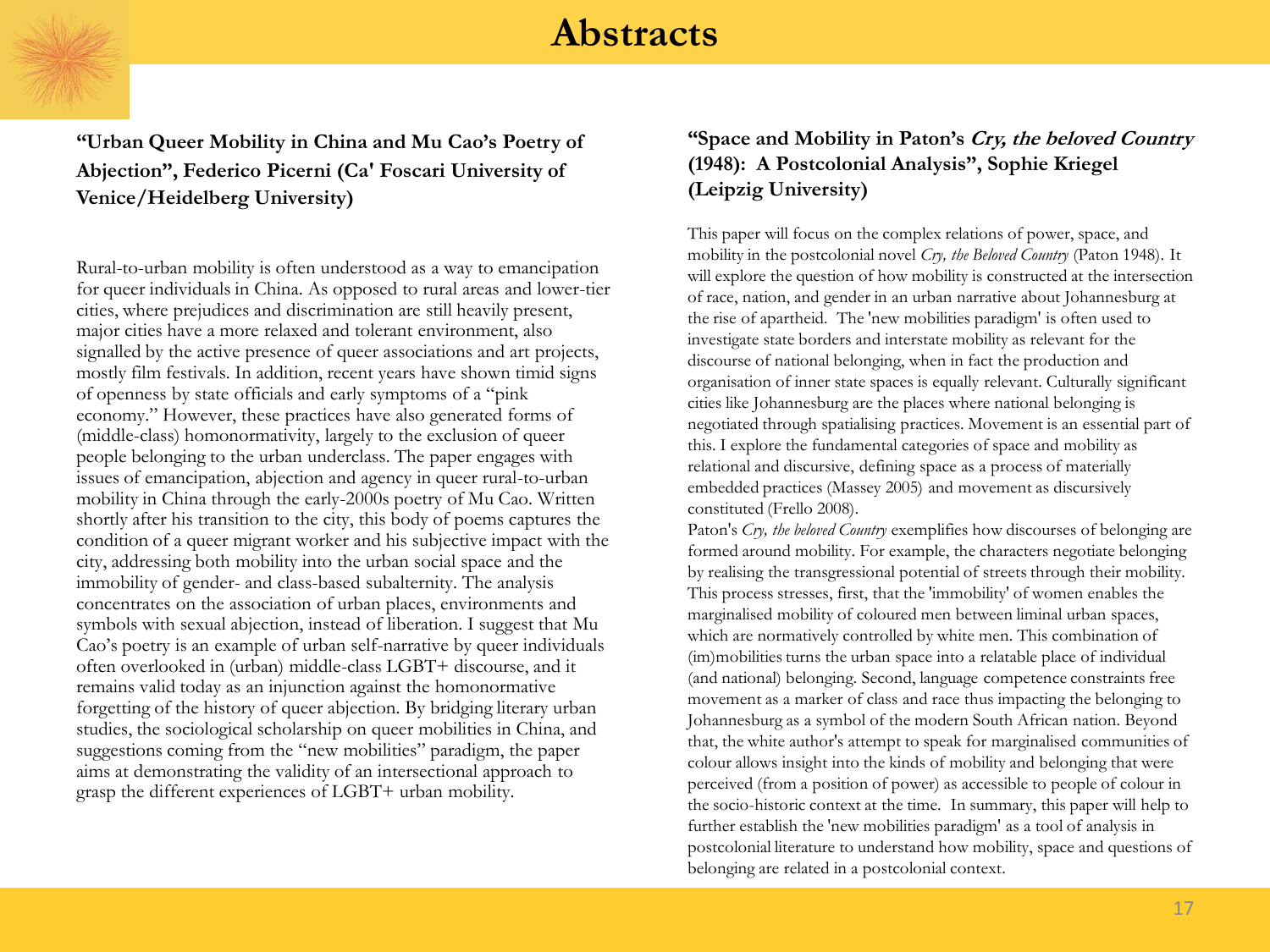# Abstracts

### "Urban Queer Mobility in China and Mu Cao's Poetry of Abjection", Federico Picerni (Ca' Foscari University of Venice/Heidelberg University)

Rural-to-urban mobility is often understood as a way to emancipation for queer individuals in China. As opposed to rural areas and lower-tier cities, where prejudices and discrimination are still heavily present, major cities have a more relaxed and tolerant environment, also signalled by the active presence of queer associations and art projects, mostly film festivals. In addition, recent years have shown timid signs of openness by state officials and early symptoms of a "pink economy." However, these practices have also generated forms of (middle-class) homonormativity, largely to the exclusion of queer people belonging to the urban underclass. The paper engages with issues of emancipation, abjection and agency in queer rural-to-urban mobility in China through the early-2000s poetry of Mu Cao. Written shortly after his transition to the city, this body of poems captures the condition of a queer migrant worker and his subjective impact with the city, addressing both mobility into the urban social space and the immobility of gender- and class-based subalternity. The analysis concentrates on the association of urban places, environments and symbols with sexual abjection, instead of liberation. I suggest that Mu Cao's poetry is an example of urban self-narrative by queer individuals often overlooked in (urban) middle-class LGBT+ discourse, and it remains valid today as an injunction against the homonormative forgetting of the history of queer abjection. By bridging literary urban studies, the sociological scholarship on queer mobilities in China, and suggestions coming from the "new mobilities" paradigm, the paper aims at demonstrating the validity of an intersectional approach to grasp the different experiences of LGBT+ urban mobility.

### "Space and Mobility in Paton's *Cry, the beloved Country* (1948): A Postcolonial Analysis", Sophie Kriegel (Leipzig University)

This paper will focus on the complex relations of power, space, and mobility in the postcolonial novel *Cry, the Beloved Country* (Paton 1948). It will explore the question of how mobility is constructed at the intersection of race, nation, and gender in an urban narrative about Johannesburg at the rise of apartheid. The 'new mobilities paradigm' is often used to investigate state borders and interstate mobility as relevant for the discourse of national belonging, when in fact the production and organisation of inner state spaces is equally relevant. Culturally significant cities like Johannesburg are the places where national belonging is negotiated through spatialising practices. Movement is an essential part of this. I explore the fundamental categories of space and mobility as relational and discursive, defining space as a process of materially embedded practices (Massey 2005) and movement as discursively constituted (Frello 2008).

Paton's *Cry, the beloved Country* exemplifies how discourses of belonging are formed around mobility. For example, the characters negotiate belonging by realising the transgressional potential of streets through their mobility. This process stresses, first, that the 'immobility' of women enables the marginalised mobility of coloured men between liminal urban spaces, which are normatively controlled by white men. This combination of (im)mobilities turns the urban space into a relatable place of individual (and national) belonging. Second, language competence constraints free movement as a marker of class and race thus impacting the belonging to Johannesburg as a symbol of the modern South African nation. Beyond that, the white author's attempt to speak for marginalised communities of colour allows insight into the kinds of mobility and belonging that were perceived (from a position of power) as accessible to people of colour in the socio-historic context at the time. In summary, this paper will help to further establish the 'new mobilities paradigm' as a tool of analysis in postcolonial literature to understand how mobility, space and questions of belonging are related in a postcolonial context.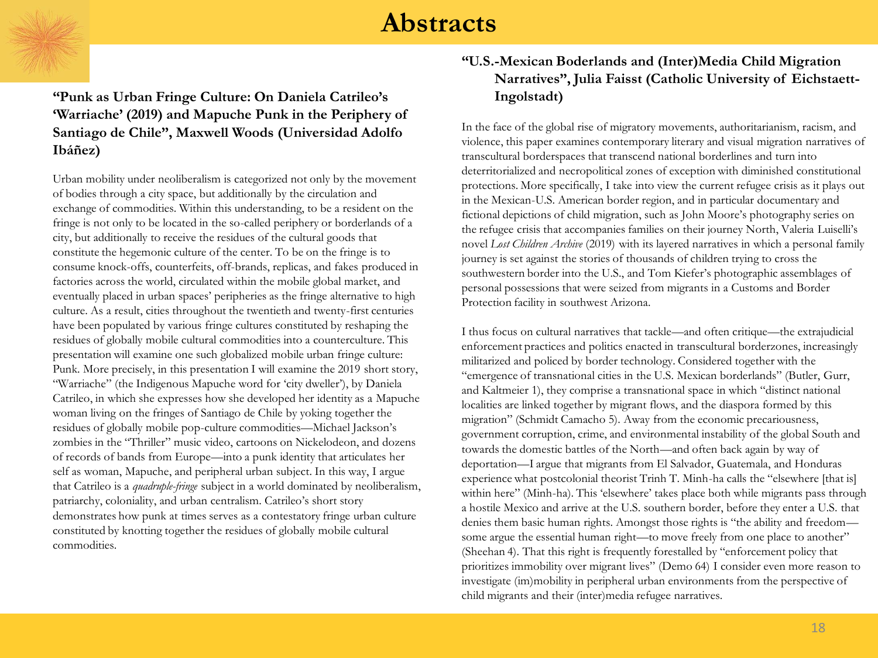# Abstracts

### “Punk as Urban Fringe Culture: On Daniela Catrileo’s ‘Warriache’ (2019) and Mapuche Punk in the Periphery of Santiago de Chile”, Maxwell Woods (Universidad Adolfo Ibáñez)

Urban mobility under neoliberalism is categorized not only by the movement of bodies through a city space, but additionally by the circulation and exchange of commodities. Within this understanding, to be a resident on the fringe is not only to be located in the so-called periphery or borderlands of a city, but additionally to receive the residues of the cultural goods that constitute the hegemonic culture of the center. To be on the fringe is to consume knock-offs, counterfeits, off-brands, replicas, and fakes produced in factories across the world, circulated within the mobile global market, and eventually placed in urban spaces’ peripheries as the fringe alternative to high culture. As a result, cities throughout the twentieth and twenty-first centuries have been populated by various fringe cultures constituted by reshaping the residues of globally mobile cultural commodities into a counterculture. This presentation will examine one such globalized mobile urban fringe culture: Punk. More precisely, in this presentation I will examine the 2019 short story, “Warriache” (the Indigenous Mapuche word for ‘city dweller’), by Daniela Catrileo, in which she expresses how she developed her identity as a Mapuche woman living on the fringes of Santiago de Chile by yoking together the residues of globally mobile pop-culture commodities—Michael Jackson’s zombies in the “Thriller” music video, cartoons on Nickelodeon, and dozens of records of bands from Europe—into a punk identity that articulates her self as woman, Mapuche, and peripheral urban subject. In this way, I argue that Catrileo is a *quadruple-fringe* subject in a world dominated by neoliberalism, patriarchy, coloniality, and urban centralism. Catrileo’s short story demonstrates how punk at times serves as a contestatory fringe urban culture constituted by knotting together the residues of globally mobile cultural commodities.

### “U.S.-Mexican Boderlands and (Inter)Media Child Migration Narratives”, Julia Faisst (Catholic University of Eichstaett-Ingolstadt)

In the face of the global rise of migratory movements, authoritarianism, racism, and violence, this paper examines contemporary literary and visual migration narratives of transcultural borderspaces that transcend national borderlines and turn into deterritorialized and necropolitical zones of exception with diminished constitutional protections. More specifically, I take into view the current refugee crisis as it plays out in the Mexican-U.S. American border region, and in particular documentary and fictional depictions of child migration, such as John Moore’s photography series on the refugee crisis that accompanies families on their journey North, Valeria Luiselli’s novel *Lost Children Archive* (2019) with its layered narratives in which a personal family journey is set against the stories of thousands of children trying to cross the southwestern border into the U.S., and Tom Kiefer’s photographic assemblages of personal possessions that were seized from migrants in a Customs and Border Protection facility in southwest Arizona.

I thus focus on cultural narratives that tackle—and often critique—the extrajudicial enforcement practices and politics enacted in transcultural borderzones, increasingly militarized and policed by border technology. Considered together with the “emergence of transnational cities in the U.S. Mexican borderlands” (Butler, Gurr, and Kaltmeier 1), they comprise a transnational space in which “distinct national localities are linked together by migrant flows, and the diaspora formed by this migration” (Schmidt Camacho 5). Away from the economic precariousness, government corruption, crime, and environmental instability of the global South and towards the domestic battles of the North—and often back again by way of deportation—I argue that migrants from El Salvador, Guatemala, and Honduras experience what postcolonial theorist Trinh T. Minh-ha calls the “elsewhere [that is] within here” (Minh-ha). This ‘elsewhere’ takes place both while migrants pass through a hostile Mexico and arrive at the U.S. southern border, before they enter a U.S. that denies them basic human rights. Amongst those rights is “the ability and freedom—some argue the essential human right—to move freely from one place to another” (Sheehan 4). That this right is frequently forestalled by “enforcement policy that prioritizes immobility over migrant lives” (Demo 64) I consider even more reason to investigate (im)mobility in peripheral urban environments from the perspective of child migrants and their (inter)media refugee narratives.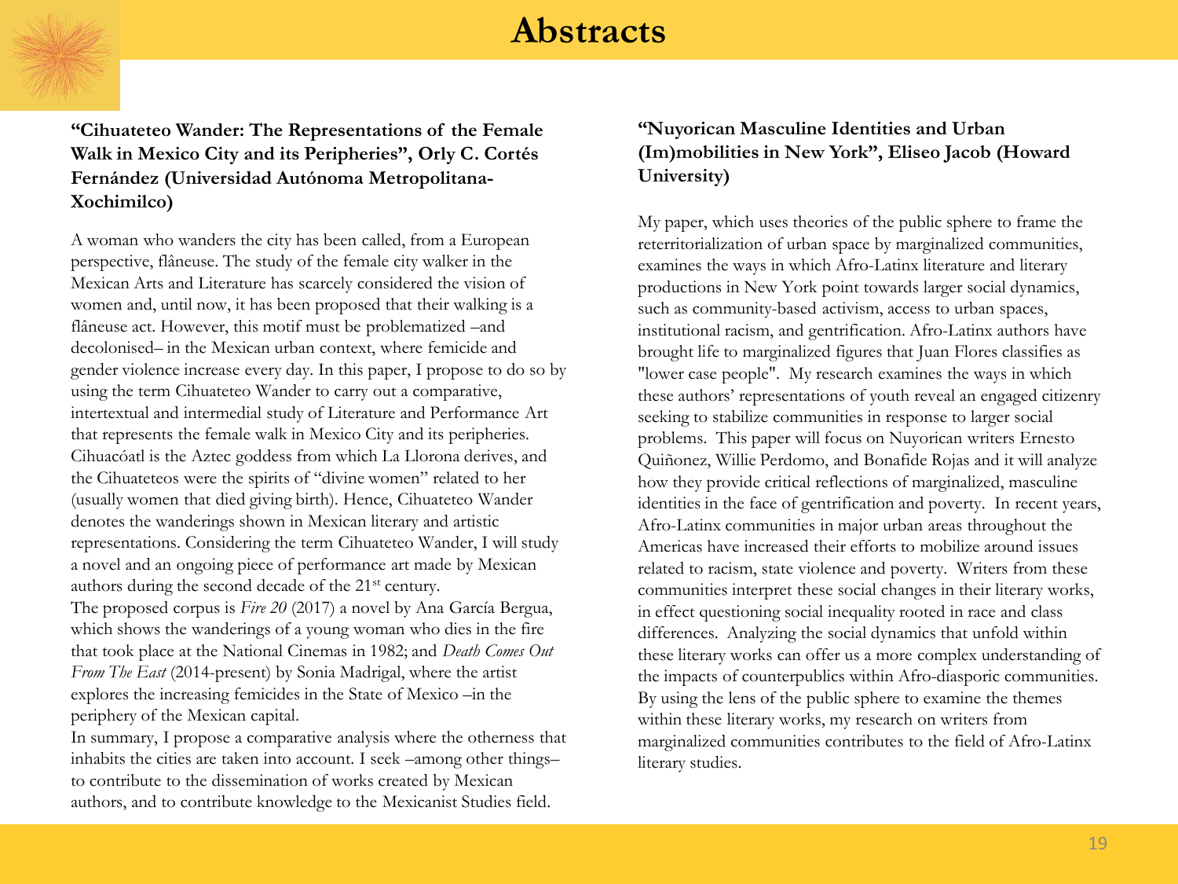# Abstracts

### "Cihuateteo Wander: The Representations of the Female Walk in Mexico City and its Peripheries", Orly C. Cortés Fernández (Universidad Autónoma Metropolitana-Xochimilco)

A woman who wanders the city has been called, from a European perspective, flâneuse. The study of the female city walker in the Mexican Arts and Literature has scarcely considered the vision of women and, until now, it has been proposed that their walking is a flâneuse act. However, this motif must be problematized –and decolonised– in the Mexican urban context, where femicide and gender violence increase every day. In this paper, I propose to do so by using the term Cihuateteo Wander to carry out a comparative, intertextual and intermedial study of Literature and Performance Art that represents the female walk in Mexico City and its peripheries. Cihuacóatl is the Aztec goddess from which La Llorona derives, and the Cihuateteos were the spirits of "divine women" related to her (usually women that died giving birth). Hence, Cihuateteo Wander denotes the wanderings shown in Mexican literary and artistic representations. Considering the term Cihuateteo Wander, I will study a novel and an ongoing piece of performance art made by Mexican authors during the second decade of the 21st century.

The proposed corpus is *Fire 20* (2017) a novel by Ana García Bergua, which shows the wanderings of a young woman who dies in the fire that took place at the National Cinemas in 1982; and *Death Comes Out From The East* (2014-present) by Sonia Madrigal, where the artist explores the increasing femicides in the State of Mexico –in the periphery of the Mexican capital.

In summary, I propose a comparative analysis where the otherness that inhabits the cities are taken into account. I seek –among other things– to contribute to the dissemination of works created by Mexican authors, and to contribute knowledge to the Mexicanist Studies field.

### "Nuyorican Masculine Identities and Urban (Im)mobilities in New York", Eliseo Jacob (Howard University)

My paper, which uses theories of the public sphere to frame the reterritorialization of urban space by marginalized communities, examines the ways in which Afro-Latinx literature and literary productions in New York point towards larger social dynamics, such as community-based activism, access to urban spaces, institutional racism, and gentrification. Afro-Latinx authors have brought life to marginalized figures that Juan Flores classifies as "lower case people". My research examines the ways in which these authors' representations of youth reveal an engaged citizenry seeking to stabilize communities in response to larger social problems. This paper will focus on Nuyorican writers Ernesto Quiñonez, Willie Perdomo, and Bonafide Rojas and it will analyze how they provide critical reflections of marginalized, masculine identities in the face of gentrification and poverty. In recent years, Afro-Latinx communities in major urban areas throughout the Americas have increased their efforts to mobilize around issues related to racism, state violence and poverty. Writers from these communities interpret these social changes in their literary works, in effect questioning social inequality rooted in race and class differences. Analyzing the social dynamics that unfold within these literary works can offer us a more complex understanding of the impacts of counterpublics within Afro-diasporic communities. By using the lens of the public sphere to examine the themes within these literary works, my research on writers from marginalized communities contributes to the field of Afro-Latinx literary studies.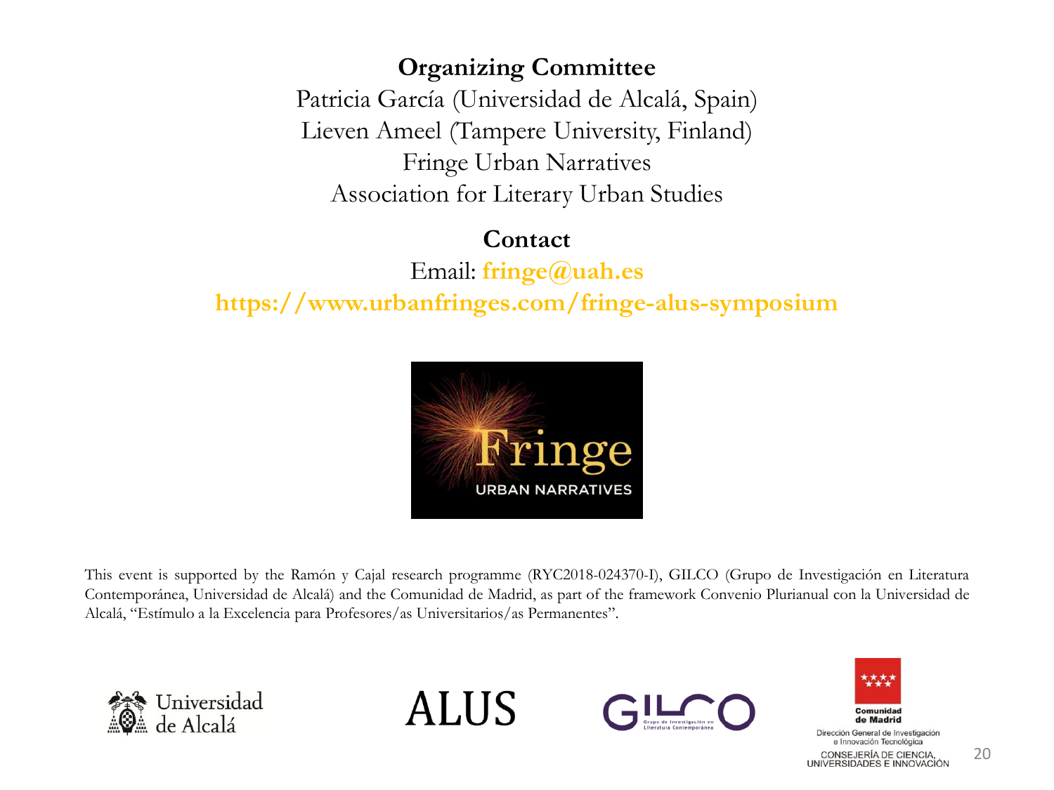**Organizing Committee**

Patricia García (Universidad de Alcalá, Spain)

Lieven Ameel (Tampere University, Finland)

Fringe Urban Narratives

Association for Literary Urban Studies

**Contact**

Email: **fringe@uah.es**

**https://www.urbanfringes.com/fringe-alus-symposium**

This event is supported by the Ramón y Cajal research programme (RYC2018-024370-I), GILCO (Grupo de Investigación en Literatura Contemporánea, Universidad de Alcalá) and the Comunidad de Madrid, as part of the framework Convenio Plurianual con la Universidad de Alcalá, "Estímulo a la Excelencia para Profesores/as Universitarios/as Permanentes".